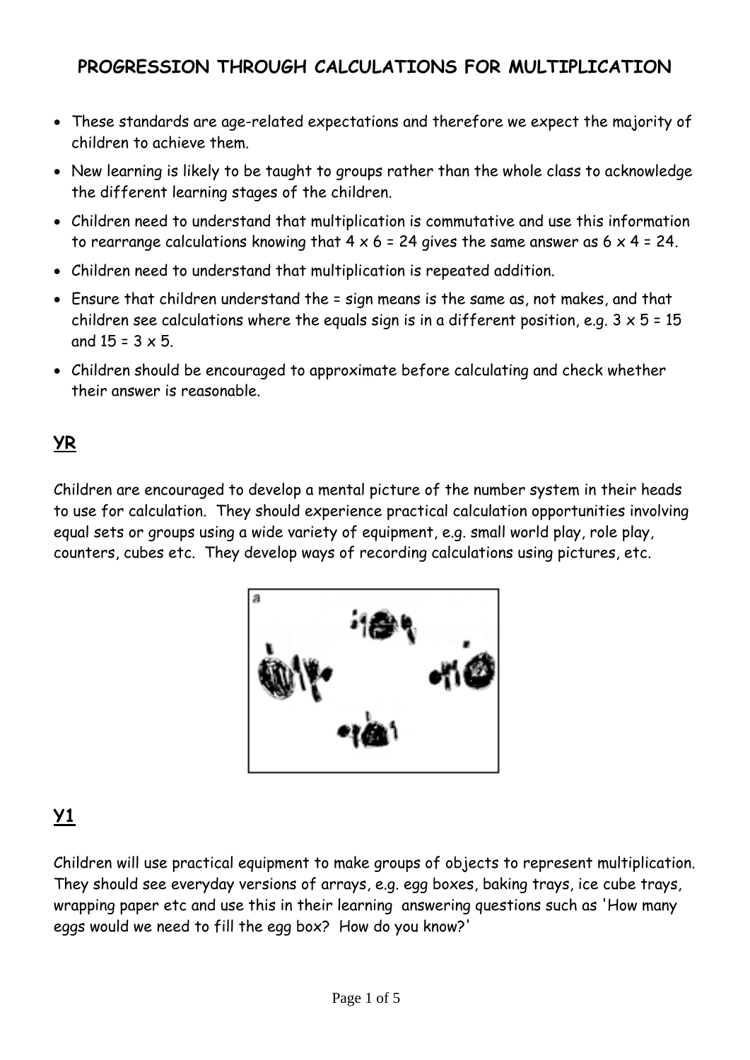# PROGRESSION THROUGH CALCULATIONS FOR MULTIPLICATION

- These standards are age-related expectations and therefore we expect the majority of children to achieve them.
- New learning is likely to be taught to groups rather than the whole class to acknowledge the different learning stages of the children.
- Children need to understand that multiplication is commutative and use this information to rearrange calculations knowing that $4 \times 6 = 24$ gives the same answer as $6 \times 4 = 24$.
- Children need to understand that multiplication is repeated addition.
- Ensure that children understand the = sign means is the same as, not makes, and that children see calculations where the equals sign is in a different position, e.g. $3 \times 5 = 15$ and $15 = 3 \times 5$.
- Children should be encouraged to approximate before calculating and check whether their answer is reasonable.

## YR

Children are encouraged to develop a mental picture of the number system in their heads to use for calculation. They should experience practical calculation opportunities involving equal sets or groups using a wide variety of equipment, e.g. small world play, role play, counters, cubes etc. They develop ways of recording calculations using pictures, etc.

## Y1

Children will use practical equipment to make groups of objects to represent multiplication. They should see everyday versions of arrays, e.g. egg boxes, baking trays, ice cube trays, wrapping paper etc and use this in their learning answering questions such as 'How many eggs would we need to fill the egg box? How do you know?'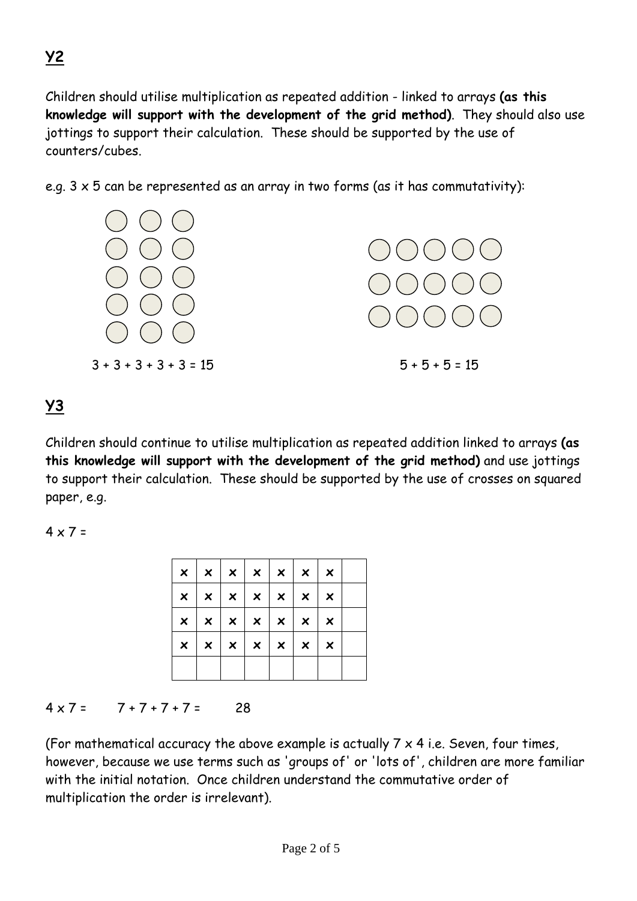## Y2

Children should utilise multiplication as repeated addition - linked to arrays **(as this knowledge will support with the development of the grid method)**. They should also use jottings to support their calculation. These should be supported by the use of counters/cubes.

e.g. 3 x 5 can be represented as an array in two forms (as it has commutativity):

3 + 3 + 3 + 3 + 3 = 15

5 + 5 + 5 = 15

## Y3

Children should continue to utilise multiplication as repeated addition linked to arrays **(as this knowledge will support with the development of the grid method)** and use jottings to support their calculation. These should be supported by the use of crosses on squared paper, e.g.

4 x 7 =

| × | × | × | × | × | × | × |  |
|---|---|---|---|---|---|---|---|
| × | × | × | × | × | × | × |  |
| × | × | × | × | × | × | × |  |
| × | × | × | × | × | × | × |  |
|  |  |  |  |  |  |  |  |

4 x 7 = 7 + 7 + 7 + 7 = 28

(For mathematical accuracy the above example is actually 7 x 4 i.e. Seven, four times, however, because we use terms such as 'groups of' or 'lots of', children are more familiar with the initial notation. Once children understand the commutative order of multiplication the order is irrelevant).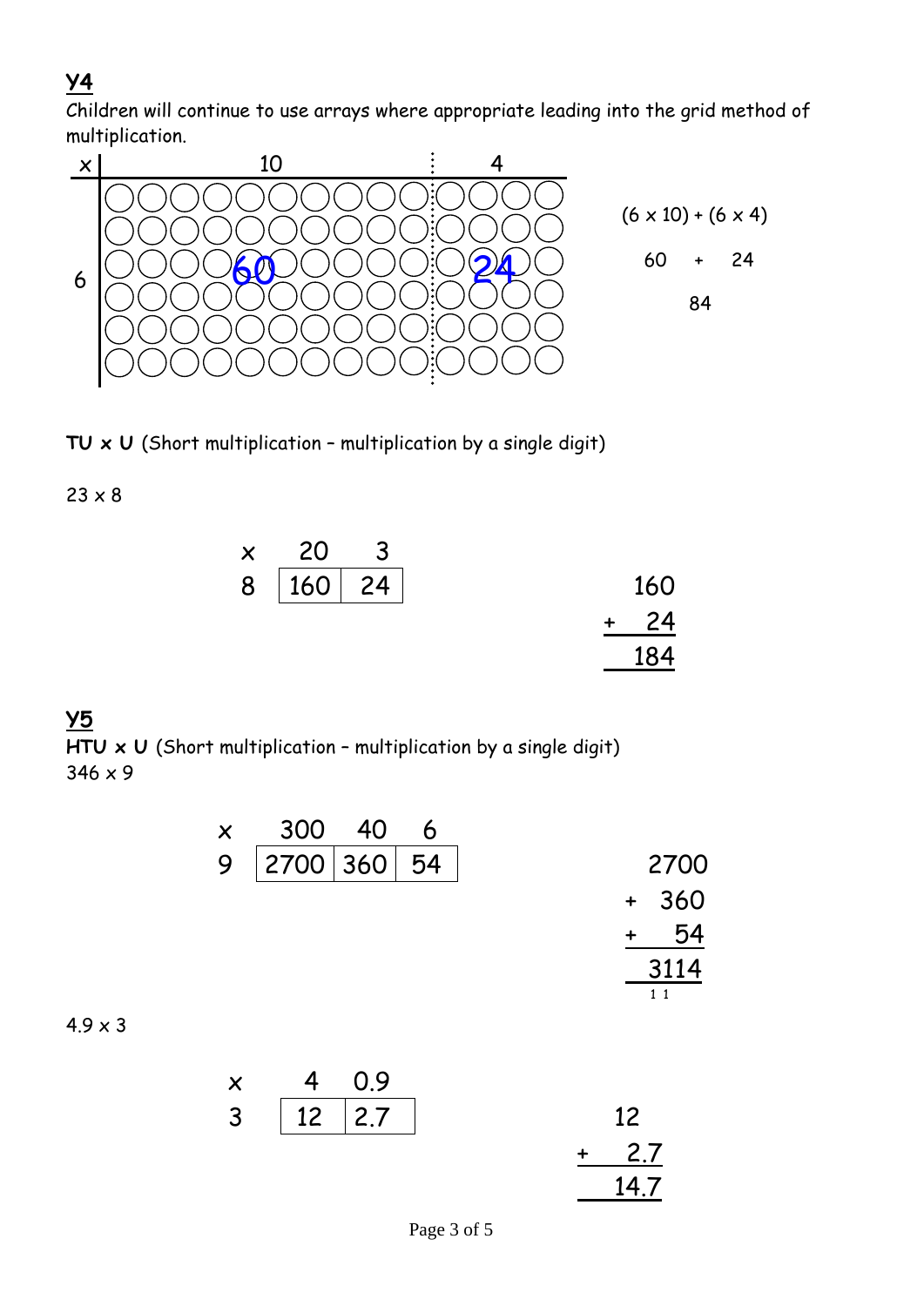## Y4

Children will continue to use arrays where appropriate leading into the grid method of multiplication.

| x | 10 | 4 |
|---|---|---|
| 6 | 60 | 24 |

(6 x 10) + (6 x 4)

60 + 24

84

**TU x U** (Short multiplication – multiplication by a single digit)

23 x 8

| x | 20 | 3 |
|---|---|---|
| 8 | 160 | 24 |

```
  160
+  24
  184
```

## Y5

**HTU x U** (Short multiplication – multiplication by a single digit)

346 x 9

| x | 300 | 40 | 6 |
|---|---|---|---|
| 9 | 2700 | 360 | 54 |

```
  2700
+  360
+   54
  3114
  1 1
```

4.9 x 3

| x | 4 | 0.9 |
|---|---|---|
| 3 | 12 | 2.7 |

```
  12
+  2.7
  14.7
```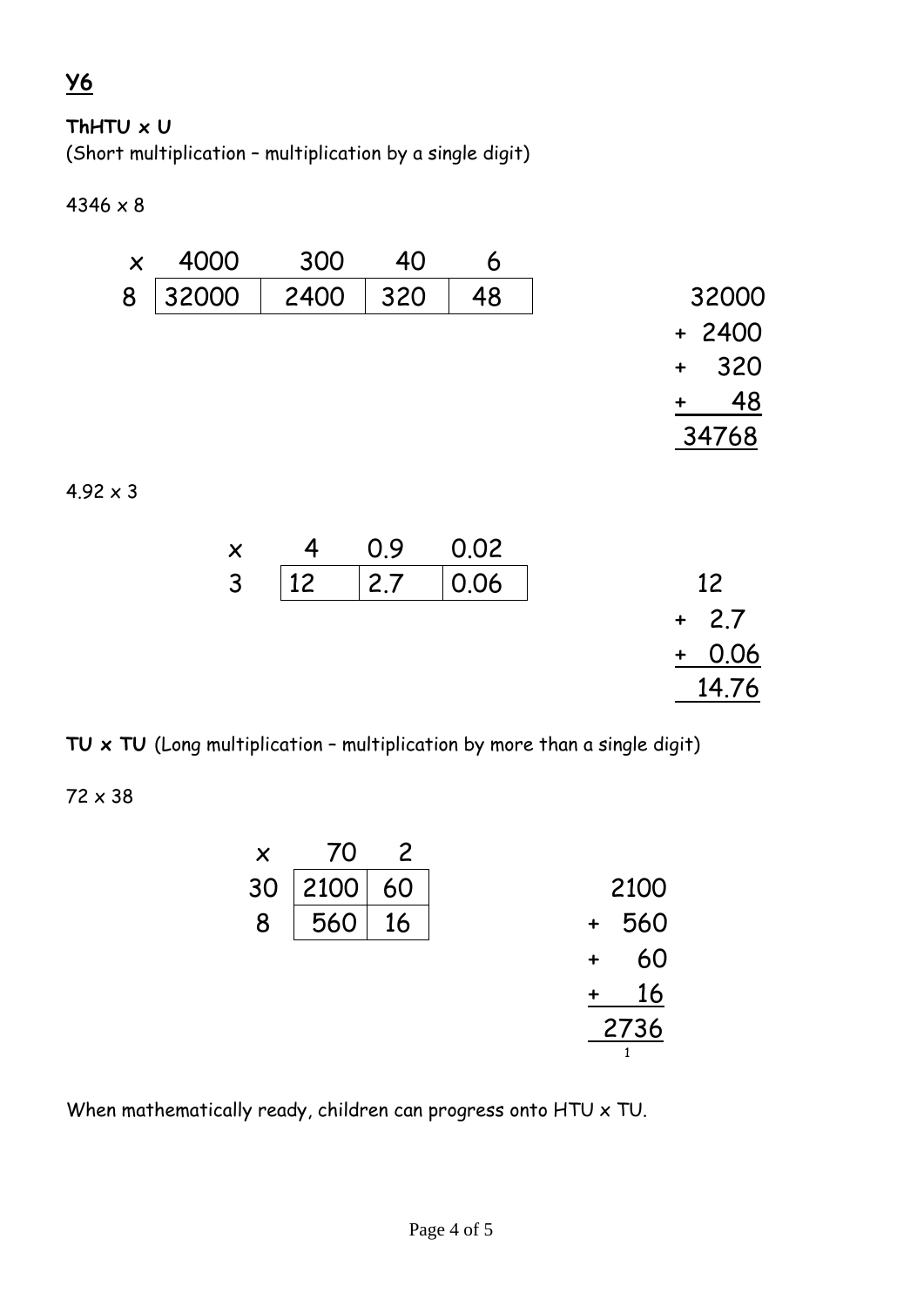## Y6

**ThHTU x U**
(Short multiplication – multiplication by a single digit)

4346 x 8

| x | 4000 | 300 | 40 | 6 |
|---|---|---|---|---|
| 8 | 32000 | 2400 | 320 | 48 |

```
  32000
+  2400
+   320
+    48
  34768
```

4.92 x 3

| x | 4 | 0.9 | 0.02 |
|---|---|---|---|
| 3 | 12 | 2.7 | 0.06 |

```
   12
+  2.7
+  0.06
  14.76
```

**TU x TU** (Long multiplication – multiplication by more than a single digit)

72 x 38

| x | 70 | 2 |
|---|---|---|
| 30 | 2100 | 60 |
| 8 | 560 | 16 |

```
   2100
+   560
+    60
+    16
   2736
    1
```

When mathematically ready, children can progress onto HTU x TU.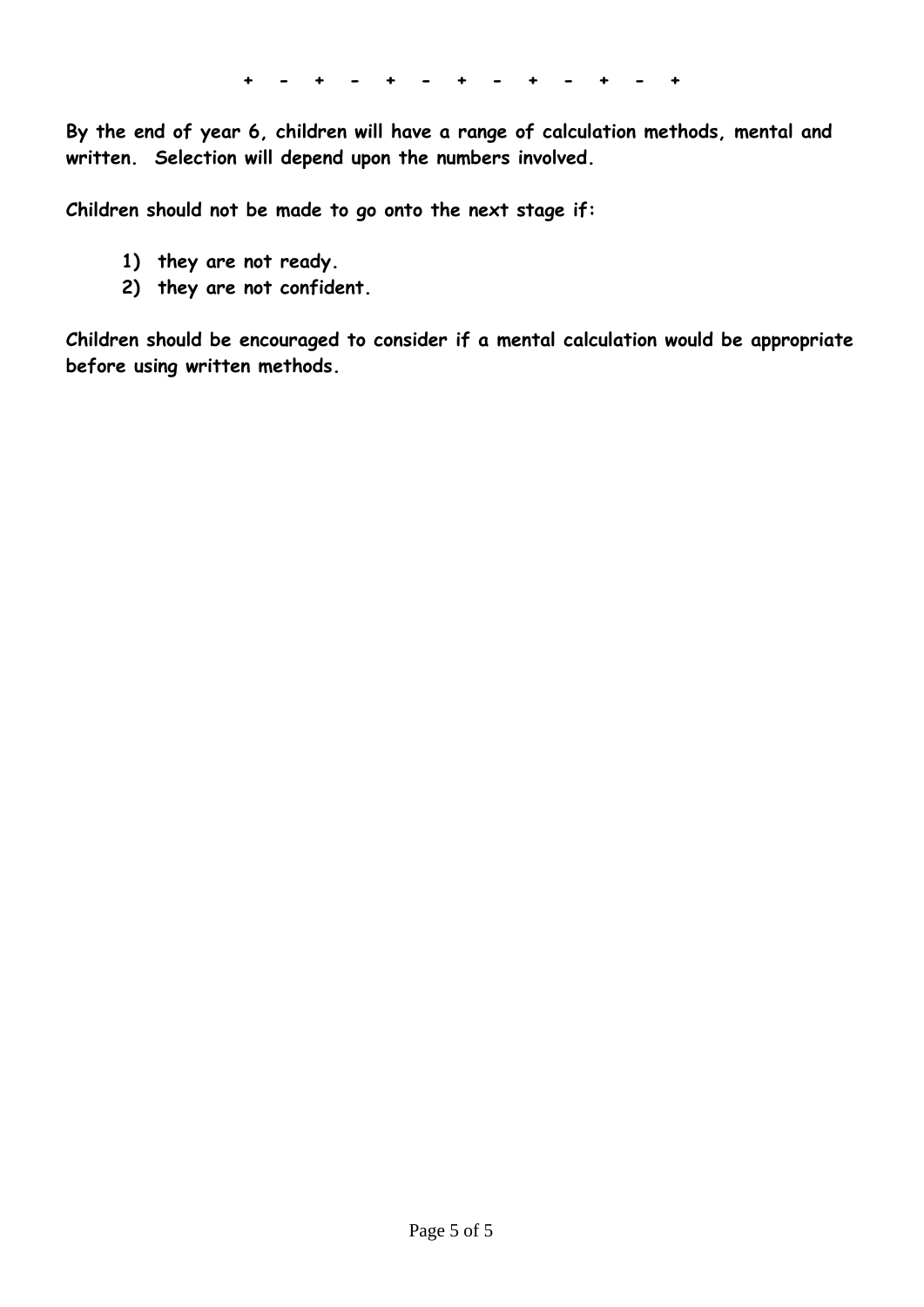\+ - + - + - + - + - + - +

**By the end of year 6, children will have a range of calculation methods, mental and written. Selection will depend upon the numbers involved.**

**Children should not be made to go onto the next stage if:**

1) **they are not ready.**
2) **they are not confident.**

**Children should be encouraged to consider if a mental calculation would be appropriate before using written methods.**